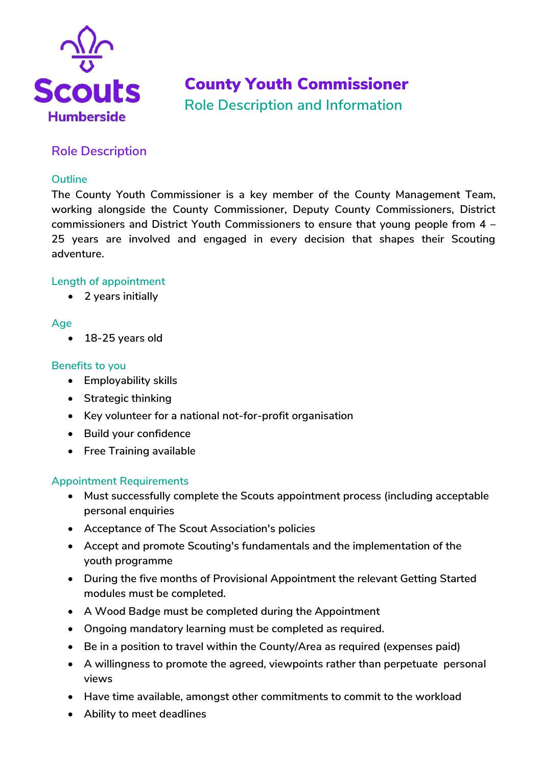Scouts Humberside

# County Youth Commissioner

Role Description and Information

## Role Description

### Outline

The County Youth Commissioner is a key member of the County Management Team, working alongside the County Commissioner, Deputy County Commissioners, District commissioners and District Youth Commissioners to ensure that young people from 4 – 25 years are involved and engaged in every decision that shapes their Scouting adventure.

### Length of appointment

- 2 years initially

### Age

- 18-25 years old

### Benefits to you

- Employability skills
- Strategic thinking
- Key volunteer for a national not-for-profit organisation
- Build your confidence
- Free Training available

### Appointment Requirements

- Must successfully complete the Scouts appointment process (including acceptable personal enquiries
- Acceptance of The Scout Association's policies
- Accept and promote Scouting's fundamentals and the implementation of the youth programme
- During the five months of Provisional Appointment the relevant Getting Started modules must be completed.
- A Wood Badge must be completed during the Appointment
- Ongoing mandatory learning must be completed as required.
- Be in a position to travel within the County/Area as required (expenses paid)
- A willingness to promote the agreed, viewpoints rather than perpetuate personal views
- Have time available, amongst other commitments to commit to the workload
- Ability to meet deadlines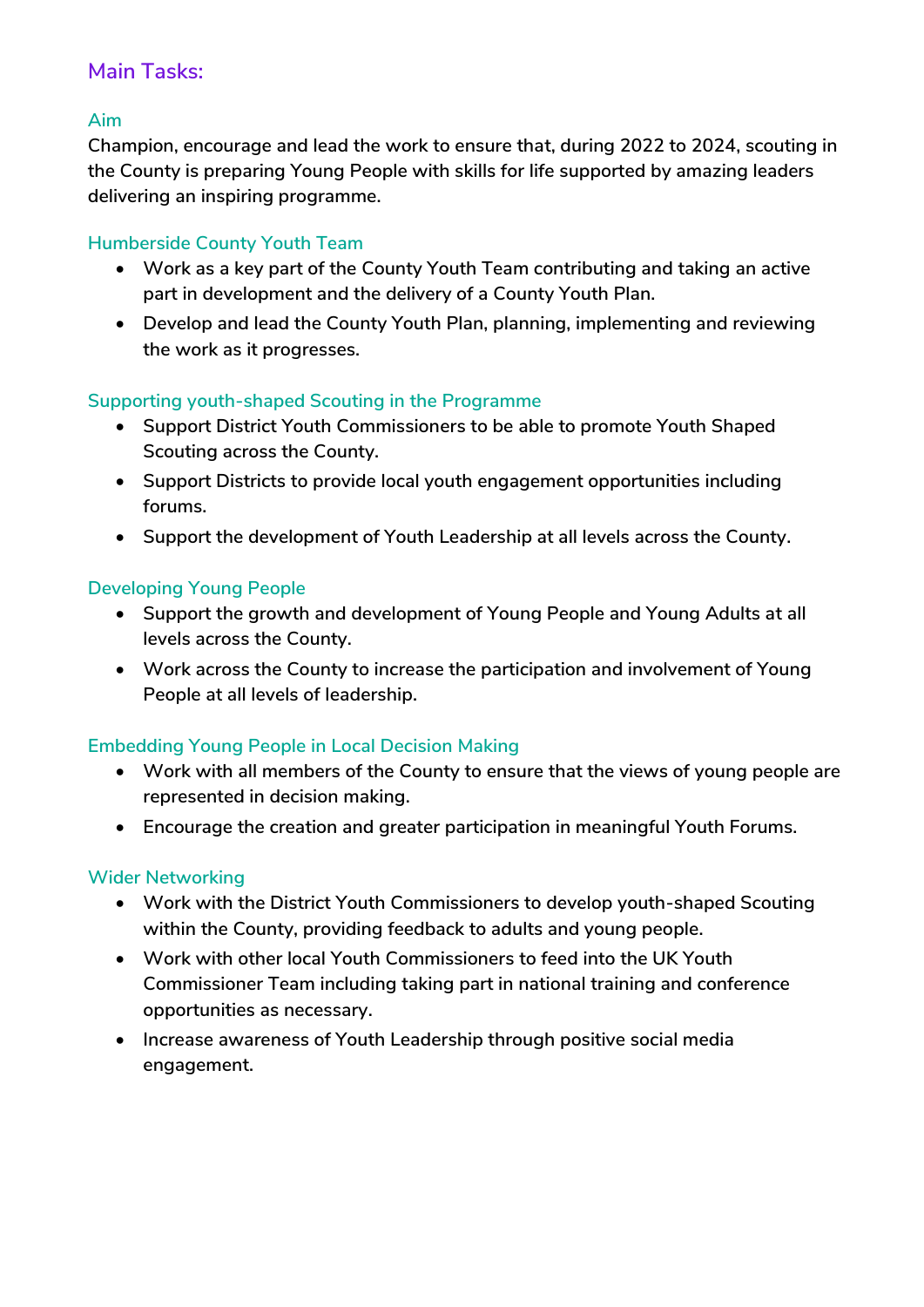## Main Tasks:

### Aim

Champion, encourage and lead the work to ensure that, during 2022 to 2024, scouting in the County is preparing Young People with skills for life supported by amazing leaders delivering an inspiring programme.

### Humberside County Youth Team

- Work as a key part of the County Youth Team contributing and taking an active part in development and the delivery of a County Youth Plan.
- Develop and lead the County Youth Plan, planning, implementing and reviewing the work as it progresses.

### Supporting youth-shaped Scouting in the Programme

- Support District Youth Commissioners to be able to promote Youth Shaped Scouting across the County.
- Support Districts to provide local youth engagement opportunities including forums.
- Support the development of Youth Leadership at all levels across the County.

### Developing Young People

- Support the growth and development of Young People and Young Adults at all levels across the County.
- Work across the County to increase the participation and involvement of Young People at all levels of leadership.

### Embedding Young People in Local Decision Making

- Work with all members of the County to ensure that the views of young people are represented in decision making.
- Encourage the creation and greater participation in meaningful Youth Forums.

### Wider Networking

- Work with the District Youth Commissioners to develop youth-shaped Scouting within the County, providing feedback to adults and young people.
- Work with other local Youth Commissioners to feed into the UK Youth Commissioner Team including taking part in national training and conference opportunities as necessary.
- Increase awareness of Youth Leadership through positive social media engagement.